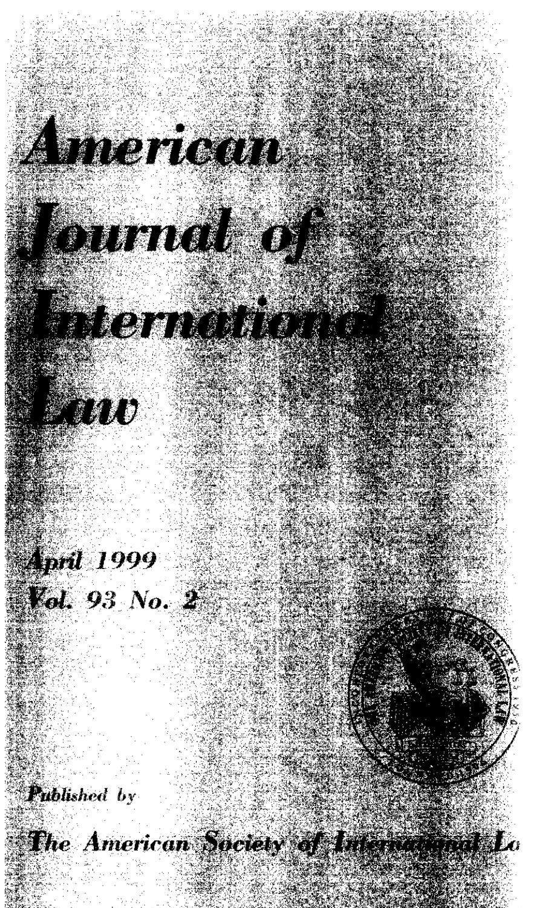# *American Journal of International Law*

*April 1999*
*Vol. 93 No. 2*

*Published by*

*The American Society of International Lo*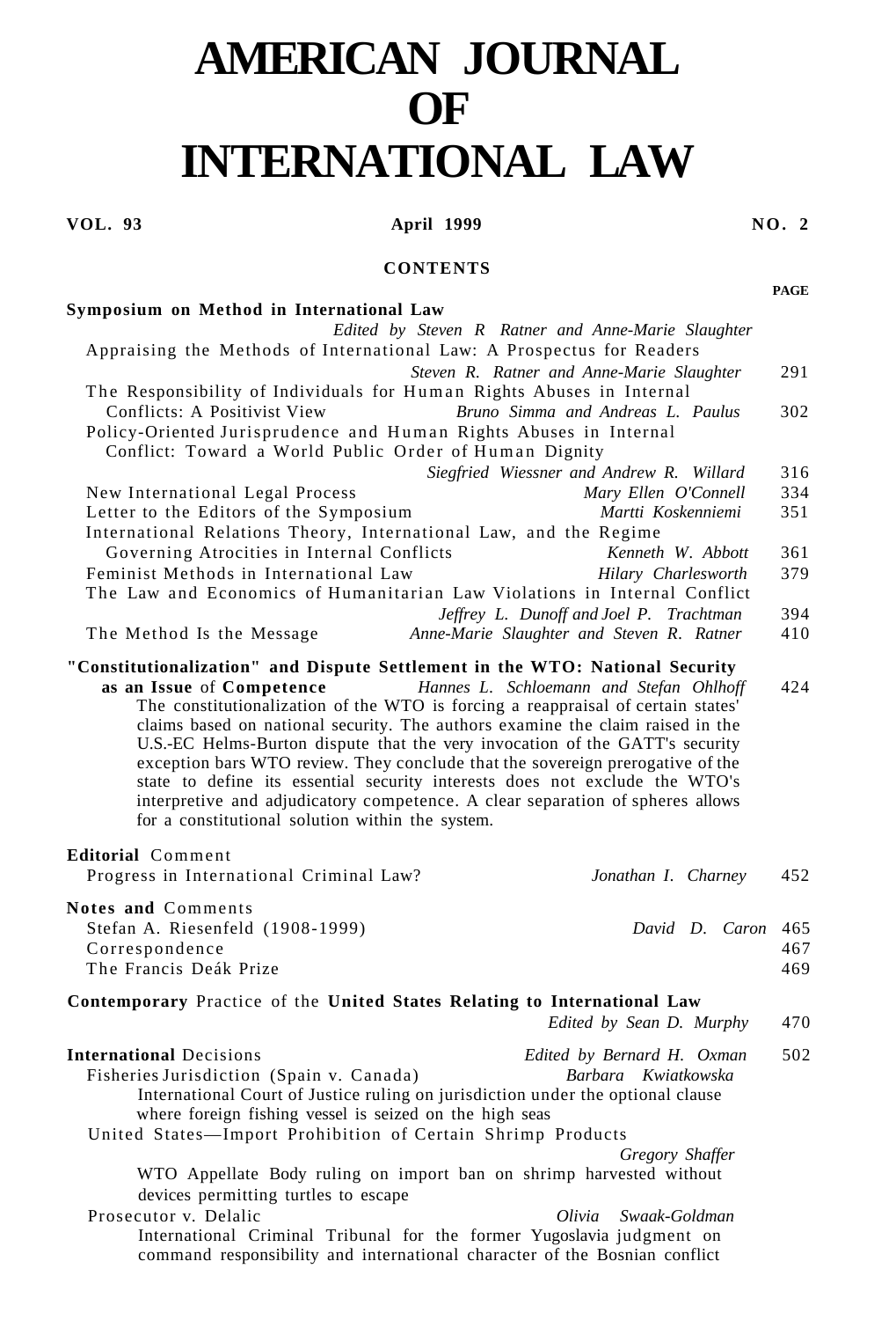# AMERICAN JOURNAL OF INTERNATIONAL LAW

**VOL. 93** **April 1999** **NO. 2**

## CONTENTS

| | | PAGE |
|---|---|---|
| **Symposium on Method in International Law** | *Edited by Steven R Ratner and Anne-Marie Slaughter* | |
| Appraising the Methods of International Law: A Prospectus for Readers | *Steven R. Ratner and Anne-Marie Slaughter* | 291 |
| The Responsibility of Individuals for Human Rights Abuses in Internal Conflicts: A Positivist View | *Bruno Simma and Andreas L. Paulus* | 302 |
| Policy-Oriented Jurisprudence and Human Rights Abuses in Internal Conflict: Toward a World Public Order of Human Dignity | *Siegfried Wiessner and Andrew R. Willard* | 316 |
| New International Legal Process | *Mary Ellen O'Connell* | 334 |
| Letter to the Editors of the Symposium | *Martti Koskenniemi* | 351 |
| International Relations Theory, International Law, and the Regime Governing Atrocities in Internal Conflicts | *Kenneth W. Abbott* | 361 |
| Feminist Methods in International Law | *Hilary Charlesworth* | 379 |
| The Law and Economics of Humanitarian Law Violations in Internal Conflict | *Jeffrey L. Dunoff and Joel P. Trachtman* | 394 |
| The Method Is the Message | *Anne-Marie Slaughter and Steven R. Ratner* | 410 |

**"Constitutionalization" and Dispute Settlement in the WTO: National Security as an Issue of Competence** — *Hannes L. Schloemann and Stefan Ohlhoff* — 424

The constitutionalization of the WTO is forcing a reappraisal of certain states' claims based on national security. The authors examine the claim raised in the U.S.-EC Helms-Burton dispute that the very invocation of the GATT's security exception bars WTO review. They conclude that the sovereign prerogative of the state to define its essential security interests does not exclude the WTO's interpretive and adjudicatory competence. A clear separation of spheres allows for a constitutional solution within the system.

**Editorial Comment**

| | | |
|---|---|---|
| Progress in International Criminal Law? | *Jonathan I. Charney* | 452 |

**Notes and Comments**

| | | |
|---|---|---|
| Stefan A. Riesenfeld (1908-1999) | *David D. Caron* | 465 |
| Correspondence | | 467 |
| The Francis Deák Prize | | 469 |

**Contemporary Practice of the United States Relating to International Law** — *Edited by Sean D. Murphy* — 470

**International Decisions** — *Edited by Bernard H. Oxman* — 502

Fisheries Jurisdiction (Spain v. Canada) — *Barbara Kwiatkowska*

International Court of Justice ruling on jurisdiction under the optional clause where foreign fishing vessel is seized on the high seas

United States—Import Prohibition of Certain Shrimp Products — *Gregory Shaffer*

WTO Appellate Body ruling on import ban on shrimp harvested without devices permitting turtles to escape

Prosecutor v. Delalic — *Olivia Swaak-Goldman*

International Criminal Tribunal for the former Yugoslavia judgment on command responsibility and international character of the Bosnian conflict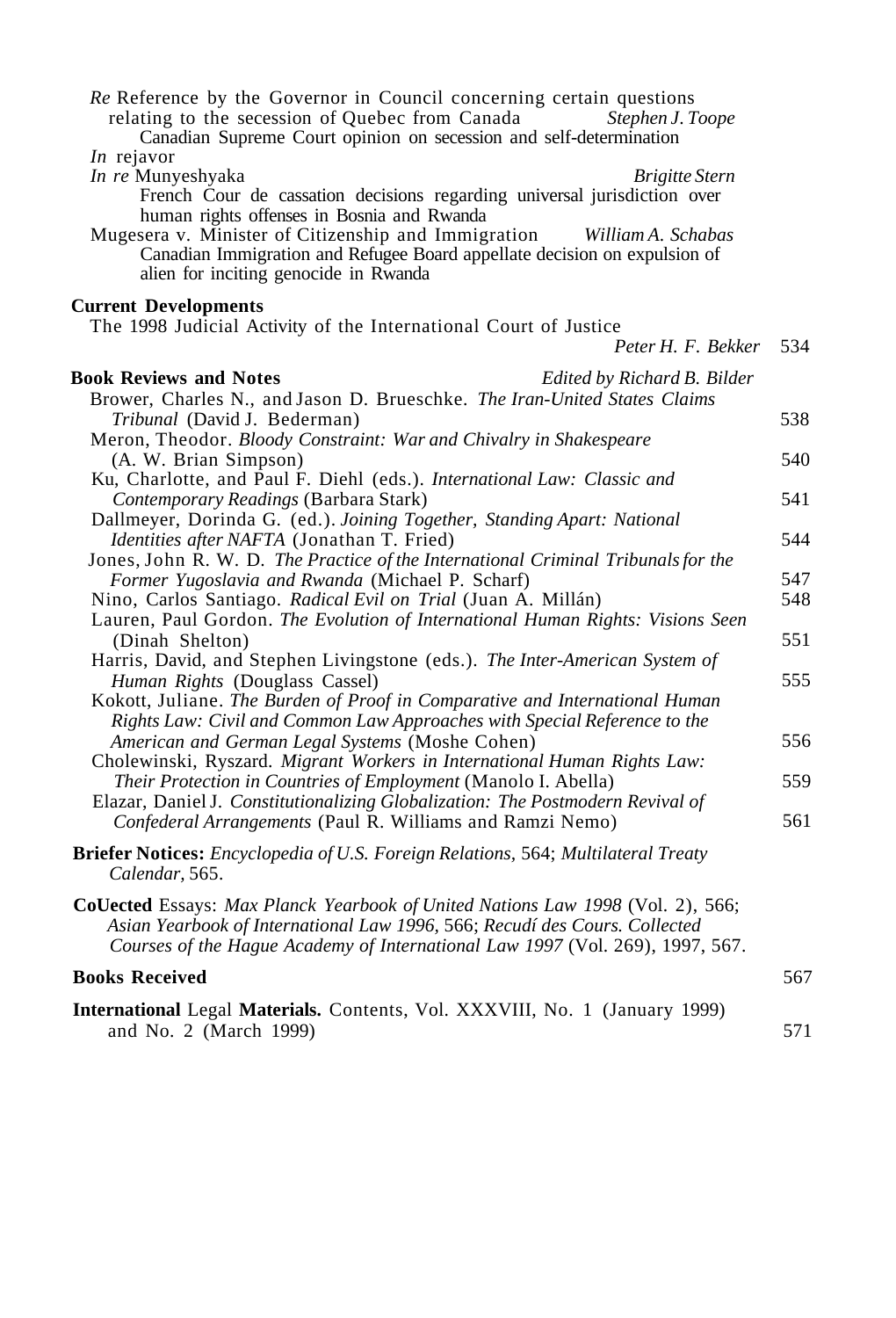*Re* Reference by the Governor in Council concerning certain questions relating to the secession of Quebec from Canada — *Stephen J. Toope*
Canadian Supreme Court opinion on secession and self-determination

*In* rejavor
*In re* Munyeshyaka — *Brigitte Stern*
French Cour de cassation decisions regarding universal jurisdiction over human rights offenses in Bosnia and Rwanda

Mugesera v. Minister of Citizenship and Immigration — *William A. Schabas*
Canadian Immigration and Refugee Board appellate decision on expulsion of alien for inciting genocide in Rwanda

**Current Developments**

The 1998 Judicial Activity of the International Court of Justice — *Peter H. F. Bekker* 534

**Book Reviews and Notes** — *Edited by Richard B. Bilder*

Brower, Charles N., and Jason D. Brueschke. *The Iran-United States Claims Tribunal* (David J. Bederman) 538

Meron, Theodor. *Bloody Constraint: War and Chivalry in Shakespeare* (A. W. Brian Simpson) 540

Ku, Charlotte, and Paul F. Diehl (eds.). *International Law: Classic and Contemporary Readings* (Barbara Stark) 541

Dallmeyer, Dorinda G. (ed.). *Joining Together, Standing Apart: National Identities after NAFTA* (Jonathan T. Fried) 544

Jones, John R. W. D. *The Practice of the International Criminal Tribunals for the Former Yugoslavia and Rwanda* (Michael P. Scharf) 547

Nino, Carlos Santiago. *Radical Evil on Trial* (Juan A. Millán) 548

Lauren, Paul Gordon. *The Evolution of International Human Rights: Visions Seen* (Dinah Shelton) 551

Harris, David, and Stephen Livingstone (eds.). *The Inter-American System of Human Rights* (Douglass Cassel) 555

Kokott, Juliane. *The Burden of Proof in Comparative and International Human Rights Law: Civil and Common Law Approaches with Special Reference to the American and German Legal Systems* (Moshe Cohen) 556

Cholewinski, Ryszard. *Migrant Workers in International Human Rights Law: Their Protection in Countries of Employment* (Manolo I. Abella) 559

Elazar, Daniel J. *Constitutionalizing Globalization: The Postmodern Revival of Confederal Arrangements* (Paul R. Williams and Ramzi Nemo) 561

**Briefer Notices:** *Encyclopedia of U.S. Foreign Relations,* 564; *Multilateral Treaty Calendar,* 565.

**CoUected** Essays: *Max Planck Yearbook of United Nations Law 1998* (Vol. 2), 566; *Asian Yearbook of International Law 1996,* 566; *Recudí des Cours. Collected Courses of the Hague Academy of International Law 1997* (Vol. 269), 1997, 567.

**Books Received** 567

**International** Legal **Materials.** Contents, Vol. XXXVIII, No. 1 (January 1999) and No. 2 (March 1999) 571